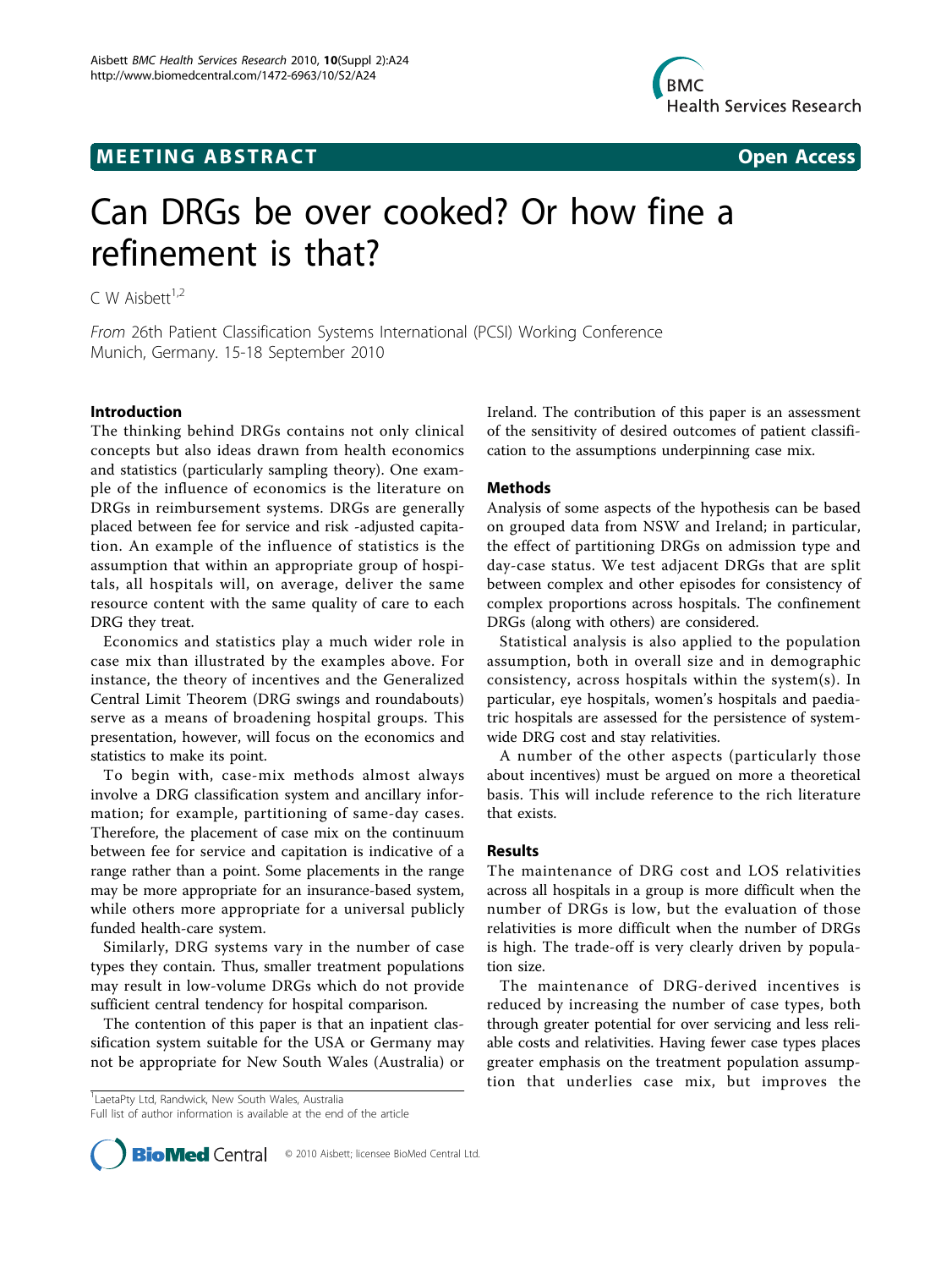MEETING ABSTRACT

Open Access

# Can DRGs be over cooked? Or how fine a refinement is that?

C W Aisbett[1,2]

*From* 26th Patient Classification Systems International (PCSI) Working Conference
Munich, Germany. 15-18 September 2010

## Introduction

The thinking behind DRGs contains not only clinical concepts but also ideas drawn from health economics and statistics (particularly sampling theory). One example of the influence of economics is the literature on DRGs in reimbursement systems. DRGs are generally placed between fee for service and risk -adjusted capitation. An example of the influence of statistics is the assumption that within an appropriate group of hospitals, all hospitals will, on average, deliver the same resource content with the same quality of care to each DRG they treat.

Economics and statistics play a much wider role in case mix than illustrated by the examples above. For instance, the theory of incentives and the Generalized Central Limit Theorem (DRG swings and roundabouts) serve as a means of broadening hospital groups. This presentation, however, will focus on the economics and statistics to make its point.

To begin with, case-mix methods almost always involve a DRG classification system and ancillary information; for example, partitioning of same-day cases. Therefore, the placement of case mix on the continuum between fee for service and capitation is indicative of a range rather than a point. Some placements in the range may be more appropriate for an insurance-based system, while others more appropriate for a universal publicly funded health-care system.

Similarly, DRG systems vary in the number of case types they contain. Thus, smaller treatment populations may result in low-volume DRGs which do not provide sufficient central tendency for hospital comparison.

The contention of this paper is that an inpatient classification system suitable for the USA or Germany may not be appropriate for New South Wales (Australia) or Ireland. The contribution of this paper is an assessment of the sensitivity of desired outcomes of patient classification to the assumptions underpinning case mix.

## Methods

Analysis of some aspects of the hypothesis can be based on grouped data from NSW and Ireland; in particular, the effect of partitioning DRGs on admission type and day-case status. We test adjacent DRGs that are split between complex and other episodes for consistency of complex proportions across hospitals. The confinement DRGs (along with others) are considered.

Statistical analysis is also applied to the population assumption, both in overall size and in demographic consistency, across hospitals within the system(s). In particular, eye hospitals, women's hospitals and paediatric hospitals are assessed for the persistence of system-wide DRG cost and stay relativities.

A number of the other aspects (particularly those about incentives) must be argued on more a theoretical basis. This will include reference to the rich literature that exists.

## Results

The maintenance of DRG cost and LOS relativities across all hospitals in a group is more difficult when the number of DRGs is low, but the evaluation of those relativities is more difficult when the number of DRGs is high. The trade-off is very clearly driven by population size.

The maintenance of DRG-derived incentives is reduced by increasing the number of case types, both through greater potential for over servicing and less reliable costs and relativities. Having fewer case types places greater emphasis on the treatment population assumption that underlies case mix, but improves the

[1]LaetaPty Ltd, Randwick, New South Wales, Australia
Full list of author information is available at the end of the article

© 2010 Aisbett; licensee BioMed Central Ltd.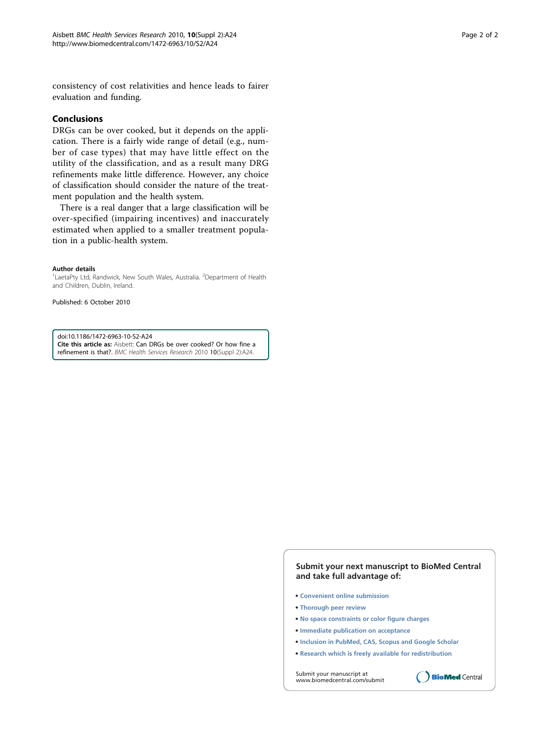consistency of cost relativities and hence leads to fairer evaluation and funding.

## Conclusions

DRGs can be over cooked, but it depends on the application. There is a fairly wide range of detail (e.g., number of case types) that may have little effect on the utility of the classification, and as a result many DRG refinements make little difference. However, any choice of classification should consider the nature of the treatment population and the health system.

There is a real danger that a large classification will be over-specified (impairing incentives) and inaccurately estimated when applied to a smaller treatment population in a public-health system.

**Author details**
[1]LaetaPty Ltd, Randwick, New South Wales, Australia. [2]Department of Health and Children, Dublin, Ireland.

Published: 6 October 2010

doi:10.1186/1472-6963-10-S2-A24
**Cite this article as:** Aisbett: Can DRGs be over cooked? Or how fine a refinement is that?. *BMC Health Services Research* 2010 **10**(Suppl 2):A24.

**Submit your next manuscript to BioMed Central and take full advantage of:**

- Convenient online submission
- Thorough peer review
- No space constraints or color figure charges
- Immediate publication on acceptance
- Inclusion in PubMed, CAS, Scopus and Google Scholar
- Research which is freely available for redistribution

Submit your manuscript at www.biomedcentral.com/submit

BioMed Central